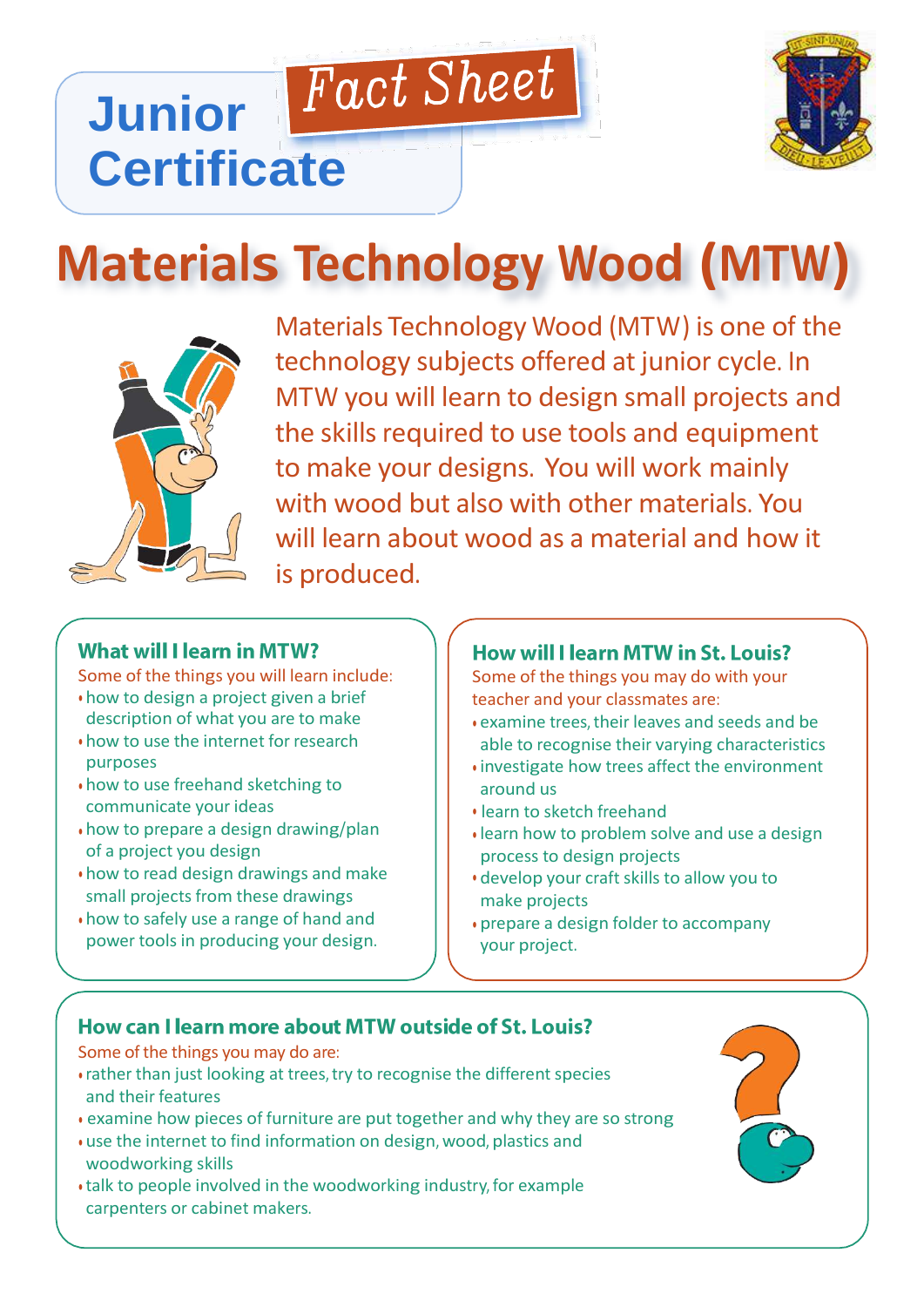Junior Certificate

*Fact Sheet*

# Materials Technology Wood (MTW)

Materials Technology Wood (MTW) is one of the technology subjects offered at junior cycle. In MTW you will learn to design small projects and the skills required to use tools and equipment to make your designs. You will work mainly with wood but also with other materials. You will learn about wood as a material and how it is produced.

## What will I learn in MTW?

Some of the things you will learn include:

- how to design a project given a brief description of what you are to make
- how to use the internet for research purposes
- how to use freehand sketching to communicate your ideas
- how to prepare a design drawing/plan of a project you design
- how to read design drawings and make small projects from these drawings
- how to safely use a range of hand and power tools in producing your design.

## How will I learn MTW in St. Louis?

Some of the things you may do with your teacher and your classmates are:

- examine trees, their leaves and seeds and be able to recognise their varying characteristics
- investigate how trees affect the environment around us
- learn to sketch freehand
- learn how to problem solve and use a design process to design projects
- develop your craft skills to allow you to make projects
- prepare a design folder to accompany your project.

## How can I learn more about MTW outside of St. Louis?

Some of the things you may do are:

- rather than just looking at trees, try to recognise the different species and their features
- examine how pieces of furniture are put together and why they are so strong
- use the internet to find information on design, wood, plastics and woodworking skills
- talk to people involved in the woodworking industry, for example carpenters or cabinet makers.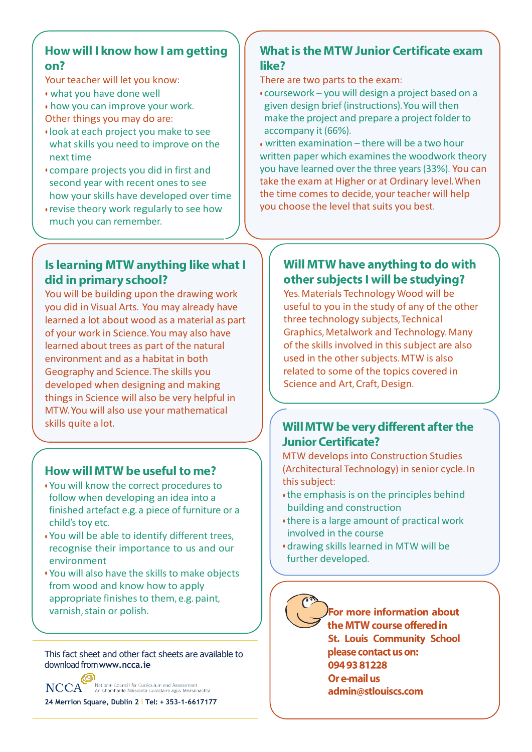## How will I know how I am getting on?

Your teacher will let you know:

- what you have done well
- how you can improve your work.

Other things you may do are:

- look at each project you make to see what skills you need to improve on the next time
- compare projects you did in first and second year with recent ones to see how your skills have developed over time
- revise theory work regularly to see how much you can remember.

## What is the MTW Junior Certificate exam like?

There are two parts to the exam:

- coursework – you will design a project based on a given design brief (instructions). You will then make the project and prepare a project folder to accompany it (66%).
- written examination – there will be a two hour written paper which examines the woodwork theory you have learned over the three years (33%). You can take the exam at Higher or at Ordinary level. When the time comes to decide, your teacher will help you choose the level that suits you best.

## Is learning MTW anything like what I did in primary school?

You will be building upon the drawing work you did in Visual Arts. You may already have learned a lot about wood as a material as part of your work in Science. You may also have learned about trees as part of the natural environment and as a habitat in both Geography and Science. The skills you developed when designing and making things in Science will also be very helpful in MTW. You will also use your mathematical skills quite a lot.

## Will MTW have anything to do with other subjects I will be studying?

Yes. Materials Technology Wood will be useful to you in the study of any of the other three technology subjects, Technical Graphics, Metalwork and Technology. Many of the skills involved in this subject are also used in the other subjects. MTW is also related to some of the topics covered in Science and Art, Craft, Design.

## How will MTW be useful to me?

- You will know the correct procedures to follow when developing an idea into a finished artefact e.g. a piece of furniture or a child's toy etc.
- You will be able to identify different trees, recognise their importance to us and our environment
- You will also have the skills to make objects from wood and know how to apply appropriate finishes to them, e.g. paint, varnish, stain or polish.

## Will MTW be very different after the Junior Certificate?

MTW develops into Construction Studies (Architectural Technology) in senior cycle. In this subject:

- the emphasis is on the principles behind building and construction
- there is a large amount of practical work involved in the course
- drawing skills learned in MTW will be further developed.

**For more information about the MTW course offered in St. Louis Community School please contact us on: 094 93 81228 Or e-mail us admin@stlouiscs.com**

This fact sheet and other fact sheets are available to download from **www.ncca.ie**

NCCA National Council for Curriculum and Assessment
An Chomhairle Náisiúnta Curaclaim agus Measúnachta

**24 Merrion Square, Dublin 2 | Tel: + 353-1-6617177**